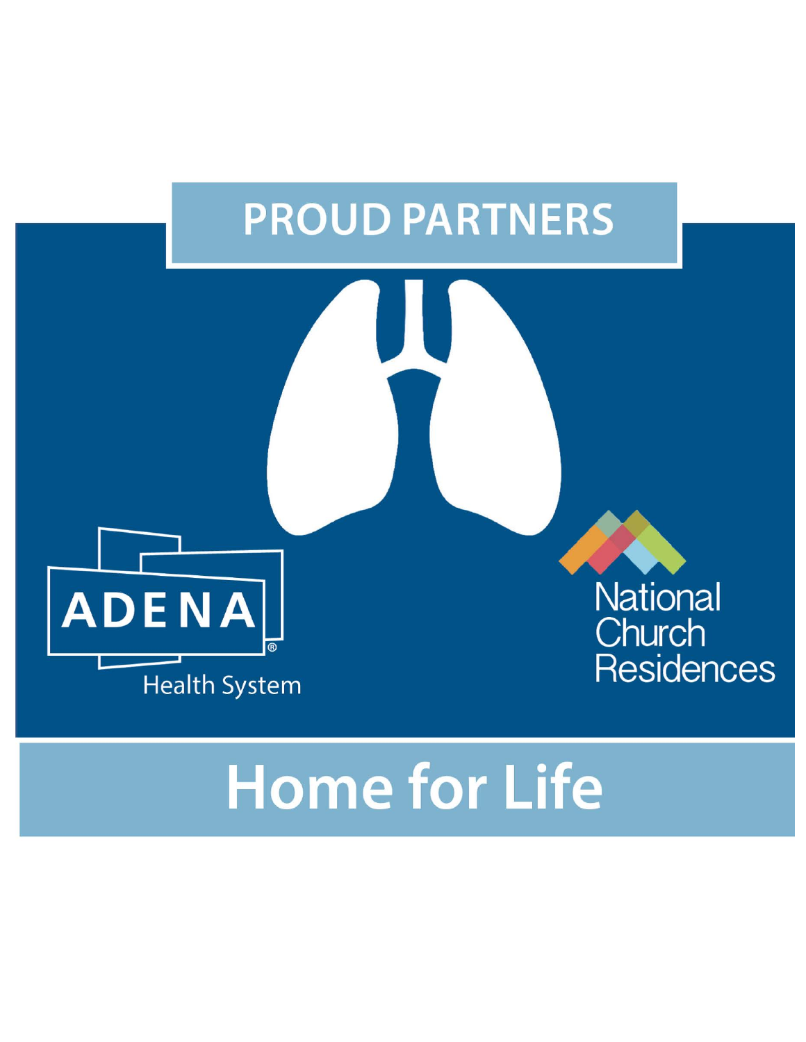PROUD PARTNERS

ADENA

Health System

National Church Residences

# Home for Life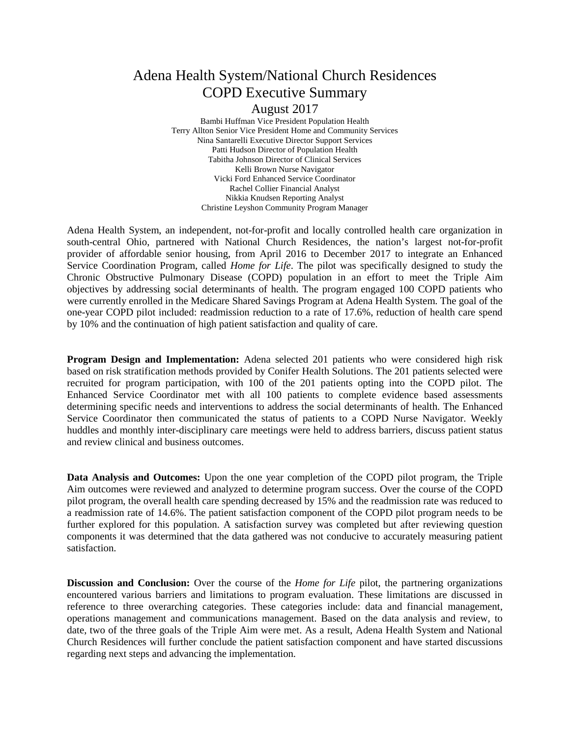# Adena Health System/National Church Residences COPD Executive Summary

## August 2017

Bambi Huffman Vice President Population Health
Terry Allton Senior Vice President Home and Community Services
Nina Santarelli Executive Director Support Services
Patti Hudson Director of Population Health
Tabitha Johnson Director of Clinical Services
Kelli Brown Nurse Navigator
Vicki Ford Enhanced Service Coordinator
Rachel Collier Financial Analyst
Nikkia Knudsen Reporting Analyst
Christine Leyshon Community Program Manager

Adena Health System, an independent, not-for-profit and locally controlled health care organization in south-central Ohio, partnered with National Church Residences, the nation's largest not-for-profit provider of affordable senior housing, from April 2016 to December 2017 to integrate an Enhanced Service Coordination Program, called *Home for Life*. The pilot was specifically designed to study the Chronic Obstructive Pulmonary Disease (COPD) population in an effort to meet the Triple Aim objectives by addressing social determinants of health. The program engaged 100 COPD patients who were currently enrolled in the Medicare Shared Savings Program at Adena Health System. The goal of the one-year COPD pilot included: readmission reduction to a rate of 17.6%, reduction of health care spend by 10% and the continuation of high patient satisfaction and quality of care.

**Program Design and Implementation:** Adena selected 201 patients who were considered high risk based on risk stratification methods provided by Conifer Health Solutions. The 201 patients selected were recruited for program participation, with 100 of the 201 patients opting into the COPD pilot. The Enhanced Service Coordinator met with all 100 patients to complete evidence based assessments determining specific needs and interventions to address the social determinants of health. The Enhanced Service Coordinator then communicated the status of patients to a COPD Nurse Navigator. Weekly huddles and monthly inter-disciplinary care meetings were held to address barriers, discuss patient status and review clinical and business outcomes.

**Data Analysis and Outcomes:** Upon the one year completion of the COPD pilot program, the Triple Aim outcomes were reviewed and analyzed to determine program success. Over the course of the COPD pilot program, the overall health care spending decreased by 15% and the readmission rate was reduced to a readmission rate of 14.6%. The patient satisfaction component of the COPD pilot program needs to be further explored for this population. A satisfaction survey was completed but after reviewing question components it was determined that the data gathered was not conducive to accurately measuring patient satisfaction.

**Discussion and Conclusion:** Over the course of the *Home for Life* pilot, the partnering organizations encountered various barriers and limitations to program evaluation. These limitations are discussed in reference to three overarching categories. These categories include: data and financial management, operations management and communications management. Based on the data analysis and review, to date, two of the three goals of the Triple Aim were met. As a result, Adena Health System and National Church Residences will further conclude the patient satisfaction component and have started discussions regarding next steps and advancing the implementation.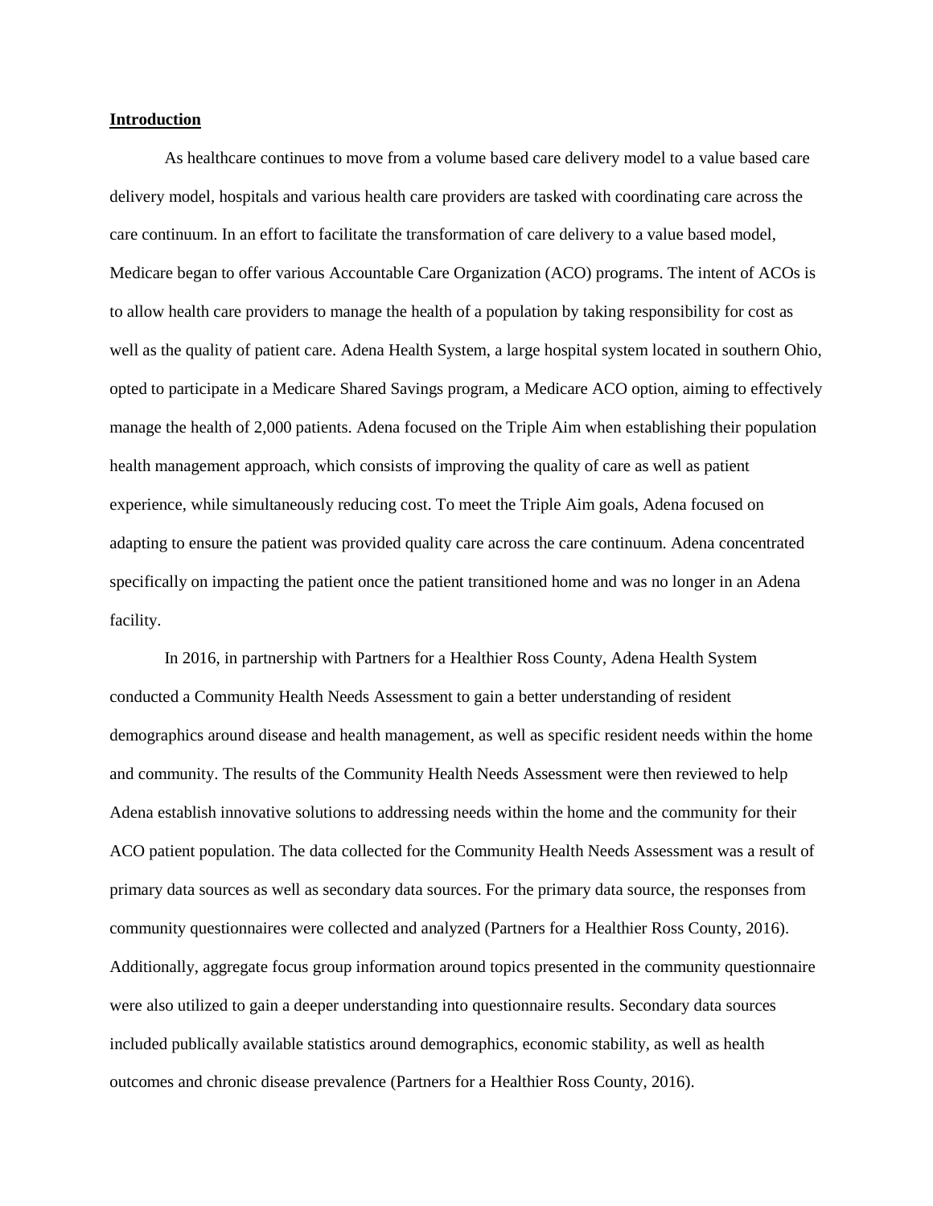## **Introduction**

As healthcare continues to move from a volume based care delivery model to a value based care delivery model, hospitals and various health care providers are tasked with coordinating care across the care continuum. In an effort to facilitate the transformation of care delivery to a value based model, Medicare began to offer various Accountable Care Organization (ACO) programs. The intent of ACOs is to allow health care providers to manage the health of a population by taking responsibility for cost as well as the quality of patient care. Adena Health System, a large hospital system located in southern Ohio, opted to participate in a Medicare Shared Savings program, a Medicare ACO option, aiming to effectively manage the health of 2,000 patients. Adena focused on the Triple Aim when establishing their population health management approach, which consists of improving the quality of care as well as patient experience, while simultaneously reducing cost. To meet the Triple Aim goals, Adena focused on adapting to ensure the patient was provided quality care across the care continuum. Adena concentrated specifically on impacting the patient once the patient transitioned home and was no longer in an Adena facility.

In 2016, in partnership with Partners for a Healthier Ross County, Adena Health System conducted a Community Health Needs Assessment to gain a better understanding of resident demographics around disease and health management, as well as specific resident needs within the home and community. The results of the Community Health Needs Assessment were then reviewed to help Adena establish innovative solutions to addressing needs within the home and the community for their ACO patient population. The data collected for the Community Health Needs Assessment was a result of primary data sources as well as secondary data sources. For the primary data source, the responses from community questionnaires were collected and analyzed (Partners for a Healthier Ross County, 2016). Additionally, aggregate focus group information around topics presented in the community questionnaire were also utilized to gain a deeper understanding into questionnaire results. Secondary data sources included publically available statistics around demographics, economic stability, as well as health outcomes and chronic disease prevalence (Partners for a Healthier Ross County, 2016).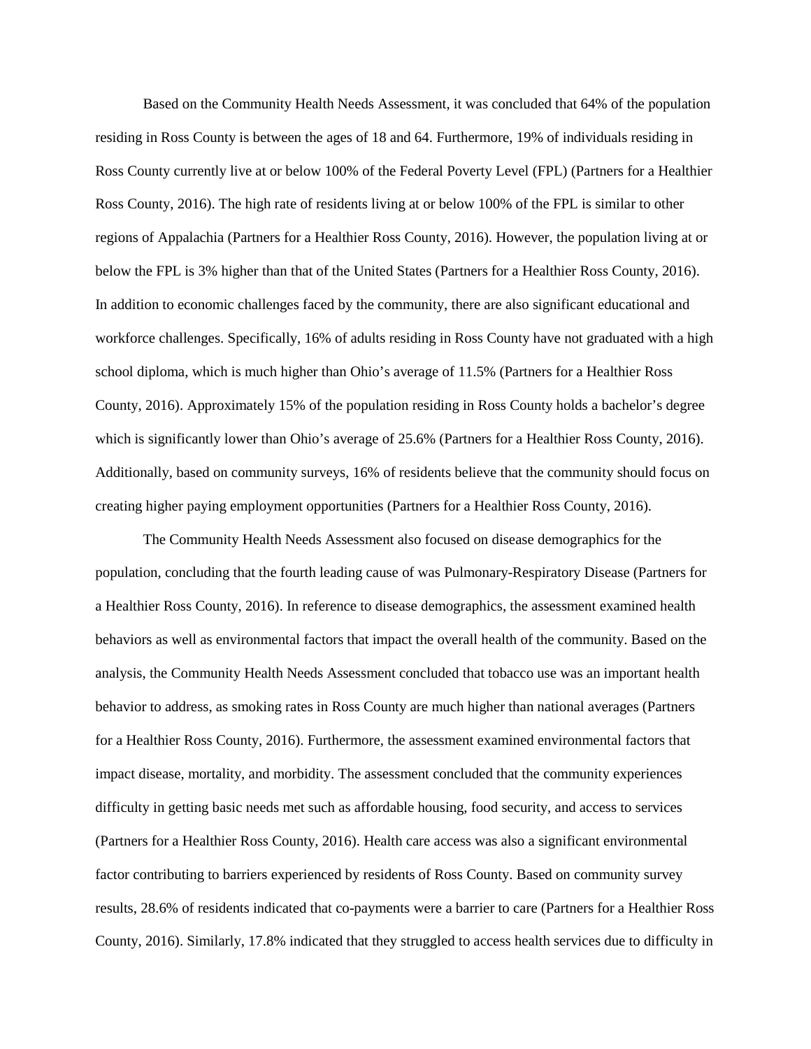Based on the Community Health Needs Assessment, it was concluded that 64% of the population residing in Ross County is between the ages of 18 and 64. Furthermore, 19% of individuals residing in Ross County currently live at or below 100% of the Federal Poverty Level (FPL) (Partners for a Healthier Ross County, 2016). The high rate of residents living at or below 100% of the FPL is similar to other regions of Appalachia (Partners for a Healthier Ross County, 2016). However, the population living at or below the FPL is 3% higher than that of the United States (Partners for a Healthier Ross County, 2016). In addition to economic challenges faced by the community, there are also significant educational and workforce challenges. Specifically, 16% of adults residing in Ross County have not graduated with a high school diploma, which is much higher than Ohio's average of 11.5% (Partners for a Healthier Ross County, 2016). Approximately 15% of the population residing in Ross County holds a bachelor's degree which is significantly lower than Ohio's average of 25.6% (Partners for a Healthier Ross County, 2016). Additionally, based on community surveys, 16% of residents believe that the community should focus on creating higher paying employment opportunities (Partners for a Healthier Ross County, 2016).

The Community Health Needs Assessment also focused on disease demographics for the population, concluding that the fourth leading cause of was Pulmonary-Respiratory Disease (Partners for a Healthier Ross County, 2016). In reference to disease demographics, the assessment examined health behaviors as well as environmental factors that impact the overall health of the community. Based on the analysis, the Community Health Needs Assessment concluded that tobacco use was an important health behavior to address, as smoking rates in Ross County are much higher than national averages (Partners for a Healthier Ross County, 2016). Furthermore, the assessment examined environmental factors that impact disease, mortality, and morbidity. The assessment concluded that the community experiences difficulty in getting basic needs met such as affordable housing, food security, and access to services (Partners for a Healthier Ross County, 2016). Health care access was also a significant environmental factor contributing to barriers experienced by residents of Ross County. Based on community survey results, 28.6% of residents indicated that co-payments were a barrier to care (Partners for a Healthier Ross County, 2016). Similarly, 17.8% indicated that they struggled to access health services due to difficulty in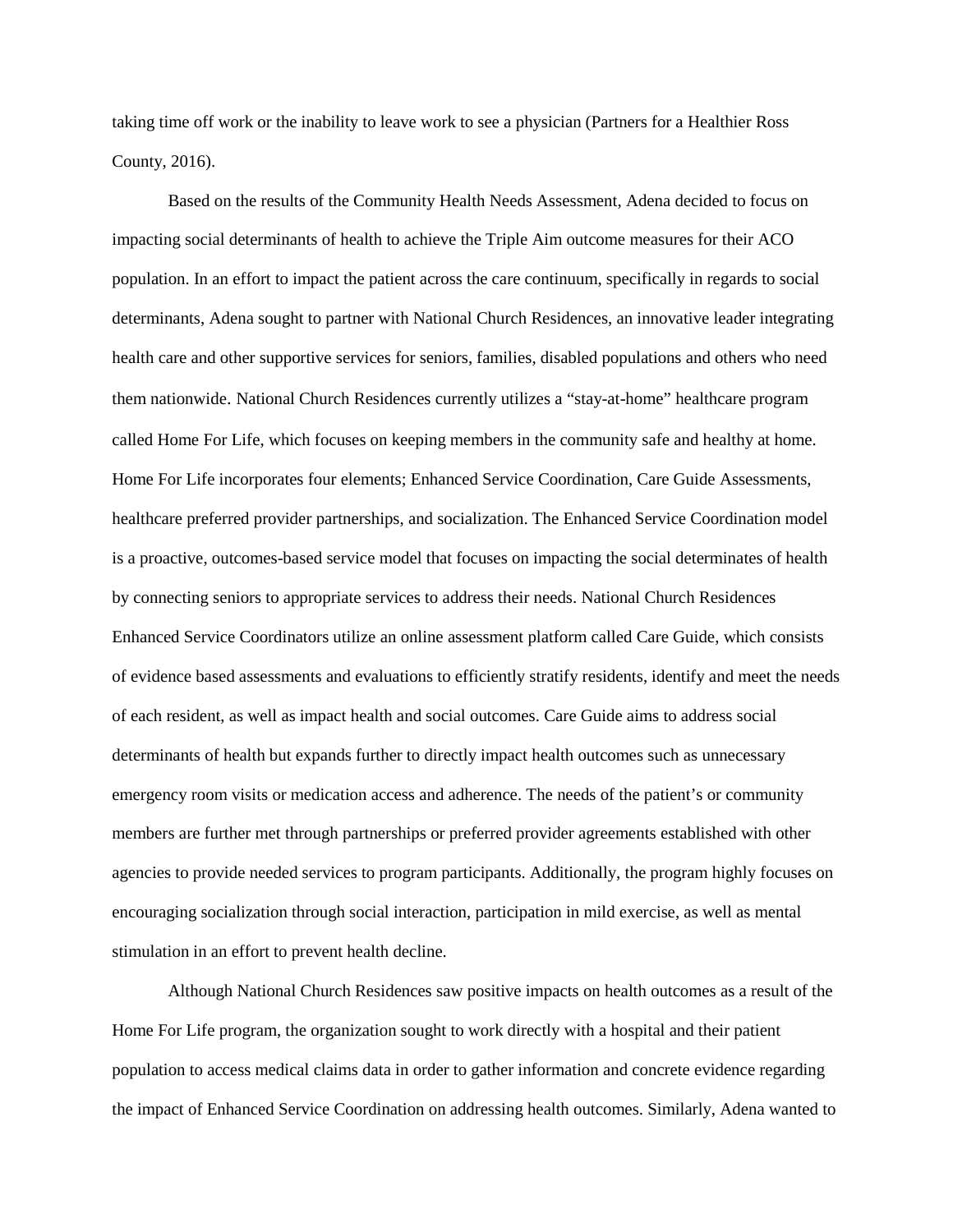taking time off work or the inability to leave work to see a physician (Partners for a Healthier Ross County, 2016).

Based on the results of the Community Health Needs Assessment, Adena decided to focus on impacting social determinants of health to achieve the Triple Aim outcome measures for their ACO population. In an effort to impact the patient across the care continuum, specifically in regards to social determinants, Adena sought to partner with National Church Residences, an innovative leader integrating health care and other supportive services for seniors, families, disabled populations and others who need them nationwide. National Church Residences currently utilizes a "stay-at-home" healthcare program called Home For Life, which focuses on keeping members in the community safe and healthy at home. Home For Life incorporates four elements; Enhanced Service Coordination, Care Guide Assessments, healthcare preferred provider partnerships, and socialization. The Enhanced Service Coordination model is a proactive, outcomes-based service model that focuses on impacting the social determinates of health by connecting seniors to appropriate services to address their needs. National Church Residences Enhanced Service Coordinators utilize an online assessment platform called Care Guide, which consists of evidence based assessments and evaluations to efficiently stratify residents, identify and meet the needs of each resident, as well as impact health and social outcomes. Care Guide aims to address social determinants of health but expands further to directly impact health outcomes such as unnecessary emergency room visits or medication access and adherence. The needs of the patient's or community members are further met through partnerships or preferred provider agreements established with other agencies to provide needed services to program participants. Additionally, the program highly focuses on encouraging socialization through social interaction, participation in mild exercise, as well as mental stimulation in an effort to prevent health decline.

Although National Church Residences saw positive impacts on health outcomes as a result of the Home For Life program, the organization sought to work directly with a hospital and their patient population to access medical claims data in order to gather information and concrete evidence regarding the impact of Enhanced Service Coordination on addressing health outcomes. Similarly, Adena wanted to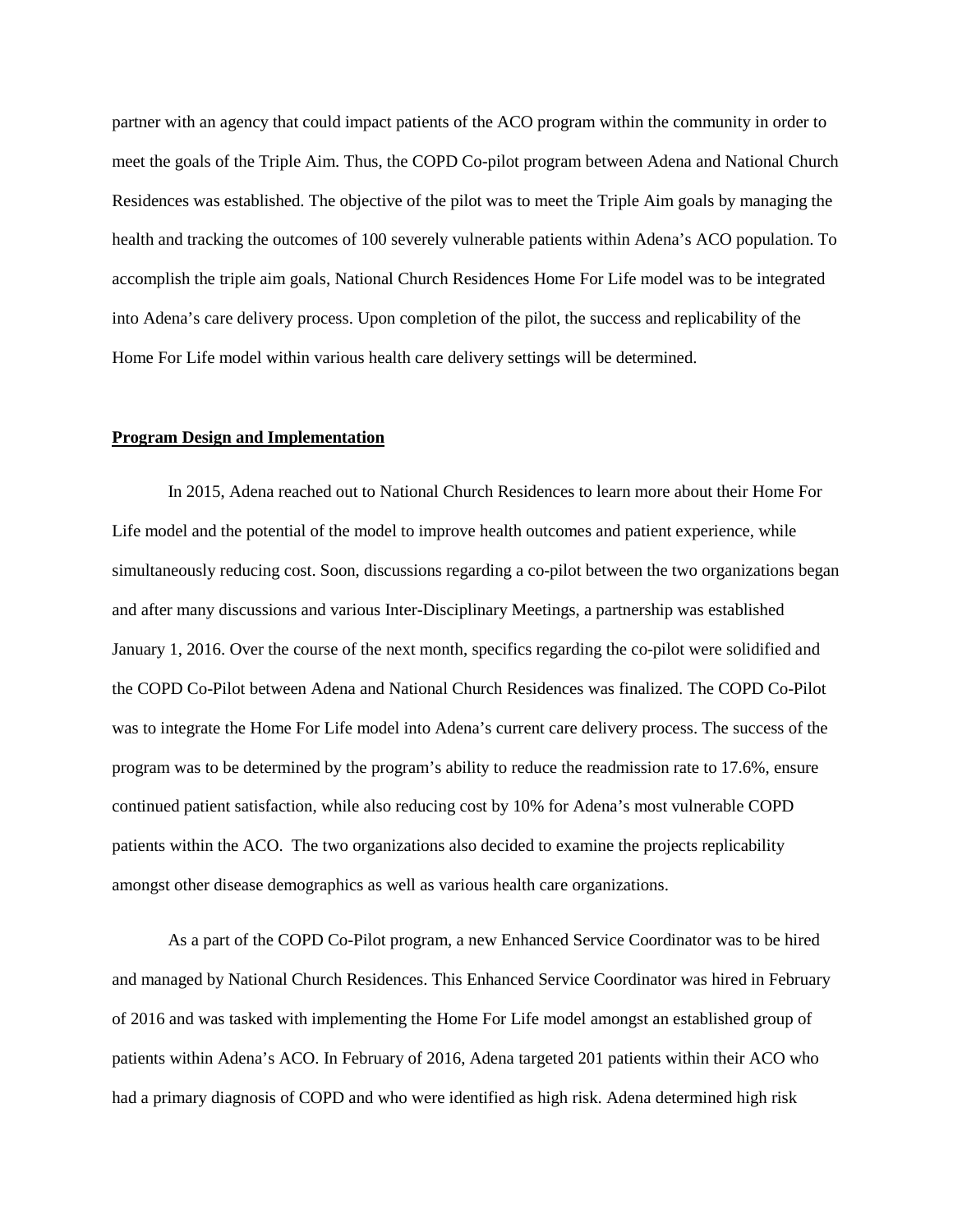partner with an agency that could impact patients of the ACO program within the community in order to meet the goals of the Triple Aim. Thus, the COPD Co-pilot program between Adena and National Church Residences was established. The objective of the pilot was to meet the Triple Aim goals by managing the health and tracking the outcomes of 100 severely vulnerable patients within Adena's ACO population. To accomplish the triple aim goals, National Church Residences Home For Life model was to be integrated into Adena's care delivery process. Upon completion of the pilot, the success and replicability of the Home For Life model within various health care delivery settings will be determined.

## Program Design and Implementation

In 2015, Adena reached out to National Church Residences to learn more about their Home For Life model and the potential of the model to improve health outcomes and patient experience, while simultaneously reducing cost. Soon, discussions regarding a co-pilot between the two organizations began and after many discussions and various Inter-Disciplinary Meetings, a partnership was established January 1, 2016. Over the course of the next month, specifics regarding the co-pilot were solidified and the COPD Co-Pilot between Adena and National Church Residences was finalized. The COPD Co-Pilot was to integrate the Home For Life model into Adena's current care delivery process. The success of the program was to be determined by the program's ability to reduce the readmission rate to 17.6%, ensure continued patient satisfaction, while also reducing cost by 10% for Adena's most vulnerable COPD patients within the ACO. The two organizations also decided to examine the projects replicability amongst other disease demographics as well as various health care organizations.

As a part of the COPD Co-Pilot program, a new Enhanced Service Coordinator was to be hired and managed by National Church Residences. This Enhanced Service Coordinator was hired in February of 2016 and was tasked with implementing the Home For Life model amongst an established group of patients within Adena's ACO. In February of 2016, Adena targeted 201 patients within their ACO who had a primary diagnosis of COPD and who were identified as high risk. Adena determined high risk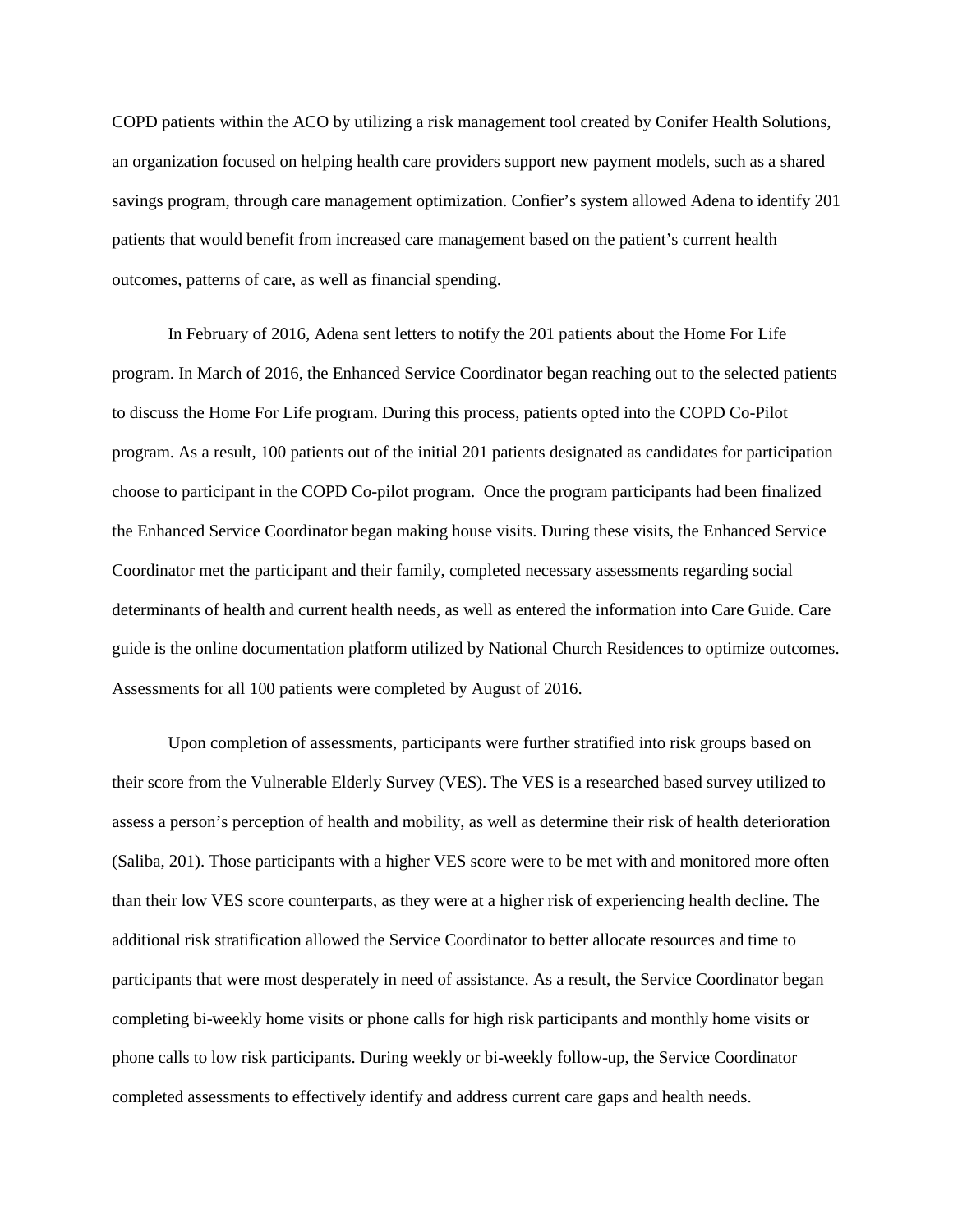COPD patients within the ACO by utilizing a risk management tool created by Conifer Health Solutions, an organization focused on helping health care providers support new payment models, such as a shared savings program, through care management optimization. Confier's system allowed Adena to identify 201 patients that would benefit from increased care management based on the patient's current health outcomes, patterns of care, as well as financial spending.

In February of 2016, Adena sent letters to notify the 201 patients about the Home For Life program. In March of 2016, the Enhanced Service Coordinator began reaching out to the selected patients to discuss the Home For Life program. During this process, patients opted into the COPD Co-Pilot program. As a result, 100 patients out of the initial 201 patients designated as candidates for participation choose to participant in the COPD Co-pilot program. Once the program participants had been finalized the Enhanced Service Coordinator began making house visits. During these visits, the Enhanced Service Coordinator met the participant and their family, completed necessary assessments regarding social determinants of health and current health needs, as well as entered the information into Care Guide. Care guide is the online documentation platform utilized by National Church Residences to optimize outcomes. Assessments for all 100 patients were completed by August of 2016.

Upon completion of assessments, participants were further stratified into risk groups based on their score from the Vulnerable Elderly Survey (VES). The VES is a researched based survey utilized to assess a person's perception of health and mobility, as well as determine their risk of health deterioration (Saliba, 201). Those participants with a higher VES score were to be met with and monitored more often than their low VES score counterparts, as they were at a higher risk of experiencing health decline. The additional risk stratification allowed the Service Coordinator to better allocate resources and time to participants that were most desperately in need of assistance. As a result, the Service Coordinator began completing bi-weekly home visits or phone calls for high risk participants and monthly home visits or phone calls to low risk participants. During weekly or bi-weekly follow-up, the Service Coordinator completed assessments to effectively identify and address current care gaps and health needs.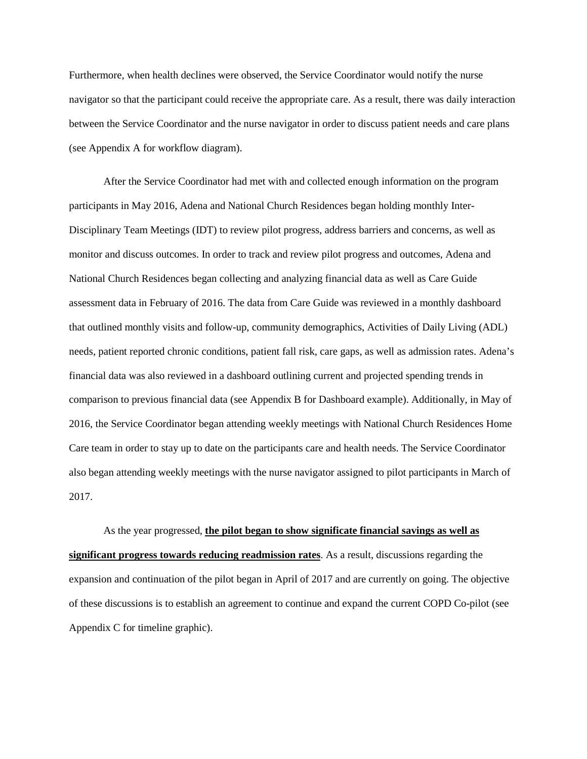Furthermore, when health declines were observed, the Service Coordinator would notify the nurse navigator so that the participant could receive the appropriate care. As a result, there was daily interaction between the Service Coordinator and the nurse navigator in order to discuss patient needs and care plans (see Appendix A for workflow diagram).

After the Service Coordinator had met with and collected enough information on the program participants in May 2016, Adena and National Church Residences began holding monthly Inter-Disciplinary Team Meetings (IDT) to review pilot progress, address barriers and concerns, as well as monitor and discuss outcomes. In order to track and review pilot progress and outcomes, Adena and National Church Residences began collecting and analyzing financial data as well as Care Guide assessment data in February of 2016. The data from Care Guide was reviewed in a monthly dashboard that outlined monthly visits and follow-up, community demographics, Activities of Daily Living (ADL) needs, patient reported chronic conditions, patient fall risk, care gaps, as well as admission rates. Adena's financial data was also reviewed in a dashboard outlining current and projected spending trends in comparison to previous financial data (see Appendix B for Dashboard example). Additionally, in May of 2016, the Service Coordinator began attending weekly meetings with National Church Residences Home Care team in order to stay up to date on the participants care and health needs. The Service Coordinator also began attending weekly meetings with the nurse navigator assigned to pilot participants in March of 2017.

As the year progressed, <u>**the pilot began to show significate financial savings as well as significant progress towards reducing readmission rates**</u>. As a result, discussions regarding the expansion and continuation of the pilot began in April of 2017 and are currently on going. The objective of these discussions is to establish an agreement to continue and expand the current COPD Co-pilot (see Appendix C for timeline graphic).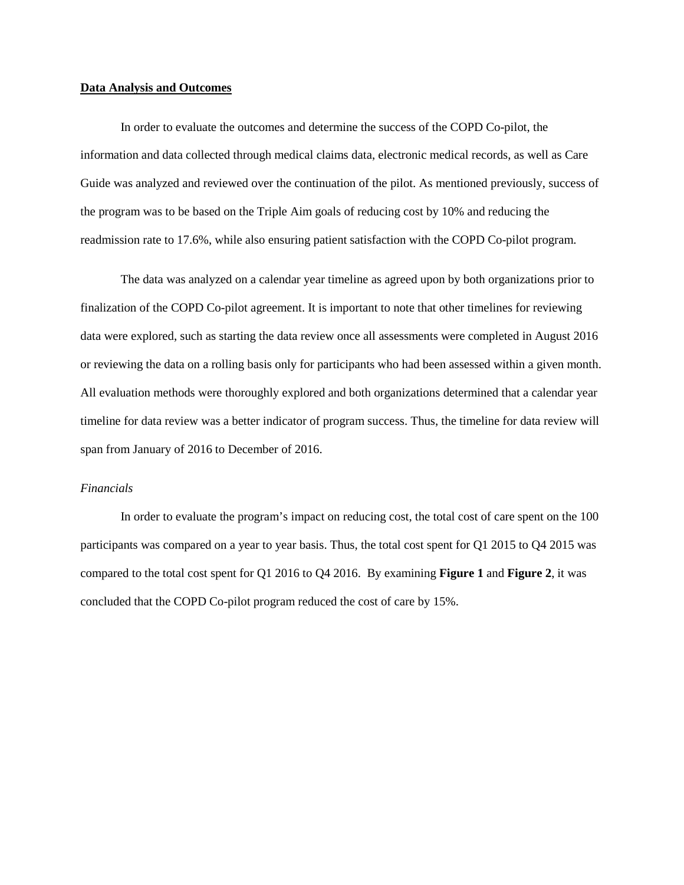**Data Analysis and Outcomes**

In order to evaluate the outcomes and determine the success of the COPD Co-pilot, the information and data collected through medical claims data, electronic medical records, as well as Care Guide was analyzed and reviewed over the continuation of the pilot. As mentioned previously, success of the program was to be based on the Triple Aim goals of reducing cost by 10% and reducing the readmission rate to 17.6%, while also ensuring patient satisfaction with the COPD Co-pilot program.

The data was analyzed on a calendar year timeline as agreed upon by both organizations prior to finalization of the COPD Co-pilot agreement. It is important to note that other timelines for reviewing data were explored, such as starting the data review once all assessments were completed in August 2016 or reviewing the data on a rolling basis only for participants who had been assessed within a given month. All evaluation methods were thoroughly explored and both organizations determined that a calendar year timeline for data review was a better indicator of program success. Thus, the timeline for data review will span from January of 2016 to December of 2016.

*Financials*

In order to evaluate the program's impact on reducing cost, the total cost of care spent on the 100 participants was compared on a year to year basis. Thus, the total cost spent for Q1 2015 to Q4 2015 was compared to the total cost spent for Q1 2016 to Q4 2016. By examining **Figure 1** and **Figure 2**, it was concluded that the COPD Co-pilot program reduced the cost of care by 15%.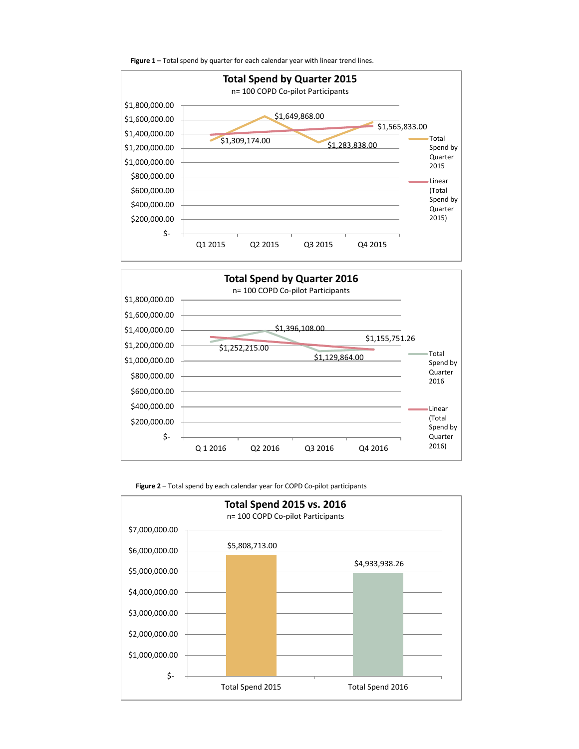**Figure 1** – Total spend by quarter for each calendar year with linear trend lines.

Total Spend by Quarter 2015

n= 100 COPD Co-pilot Participants

$1,800,000.00
$1,600,000.00
$1,400,000.00
$1,200,000.00
$1,000,000.00
$800,000.00
$600,000.00
$400,000.00
$200,000.00
$-

Q1 2015, Q2 2015, Q3 2015, Q4 2015

$1,309,174.00
$1,649,868.00
$1,283,838.00
$1,565,833.00

Total Spend by Quarter 2015

Linear (Total Spend by Quarter 2015)

Total Spend by Quarter 2016

n= 100 COPD Co-pilot Participants

$1,800,000.00
$1,600,000.00
$1,400,000.00
$1,200,000.00
$1,000,000.00
$800,000.00
$600,000.00
$400,000.00
$200,000.00
$-

Q 1 2016, Q2 2016, Q3 2016, Q4 2016

$1,252,215.00
$1,396,108.00
$1,129,864.00
$1,155,751.26

Total Spend by Quarter 2016

Linear (Total Spend by Quarter 2016)

**Figure 2** – Total spend by each calendar year for COPD Co-pilot participants

Total Spend 2015 vs. 2016

n= 100 COPD Co-pilot Participants

$7,000,000.00
$6,000,000.00
$5,000,000.00
$4,000,000.00
$3,000,000.00
$2,000,000.00
$1,000,000.00
$-

Total Spend 2015: $5,808,713.00

Total Spend 2016: $4,933,938.26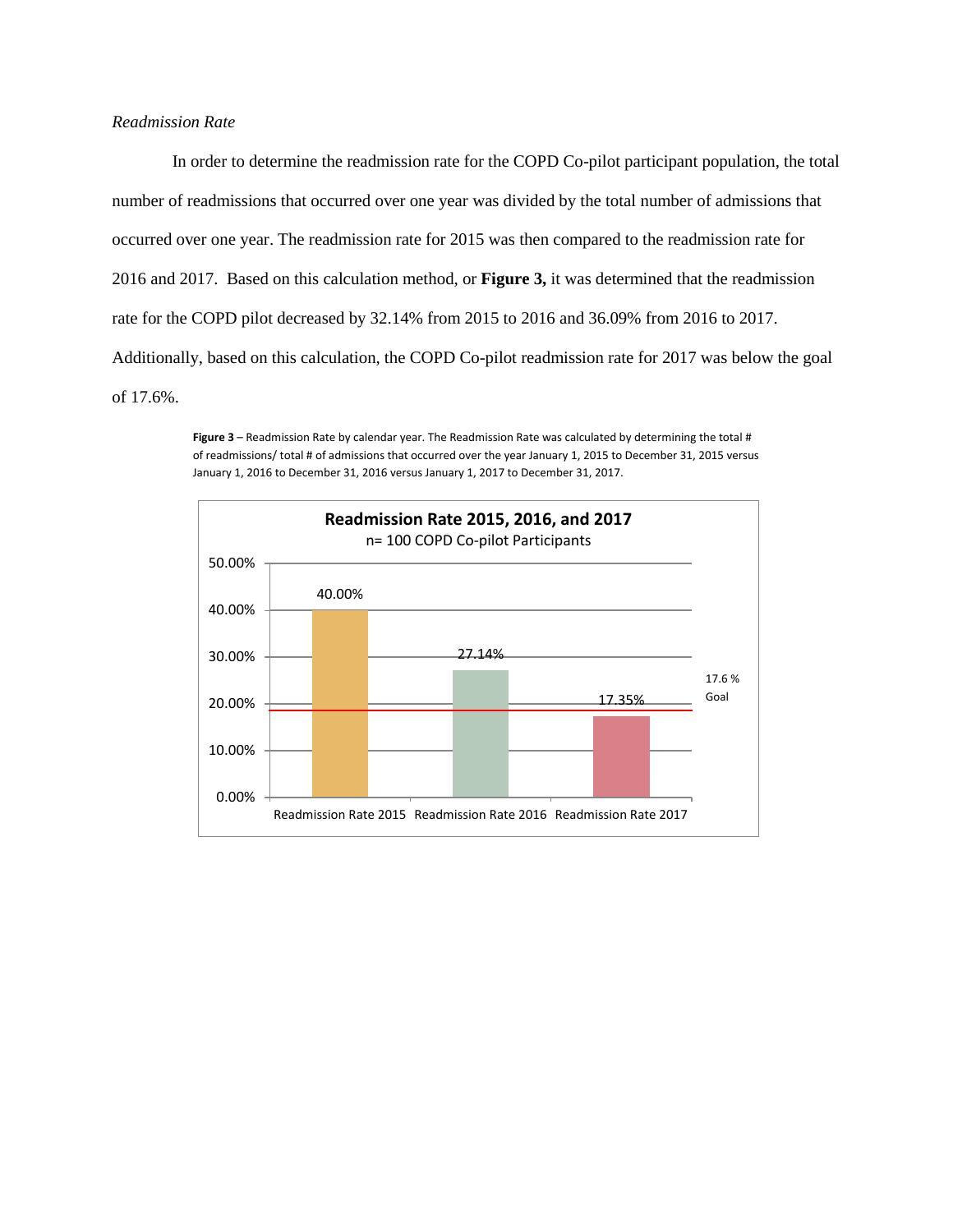*Readmission Rate*

In order to determine the readmission rate for the COPD Co-pilot participant population, the total number of readmissions that occurred over one year was divided by the total number of admissions that occurred over one year. The readmission rate for 2015 was then compared to the readmission rate for 2016 and 2017. Based on this calculation method, or **Figure 3,** it was determined that the readmission rate for the COPD pilot decreased by 32.14% from 2015 to 2016 and 36.09% from 2016 to 2017. Additionally, based on this calculation, the COPD Co-pilot readmission rate for 2017 was below the goal of 17.6%.

**Figure 3** – Readmission Rate by calendar year. The Readmission Rate was calculated by determining the total # of readmissions/ total # of admissions that occurred over the year January 1, 2015 to December 31, 2015 versus January 1, 2016 to December 31, 2016 versus January 1, 2017 to December 31, 2017.

**Readmission Rate 2015, 2016, and 2017**

n= 100 COPD Co-pilot Participants

50.00%
40.00%
30.00%
20.00%
10.00%
0.00%

40.00%
27.14%
17.35%

17.6 % Goal

Readmission Rate 2015
Readmission Rate 2016
Readmission Rate 2017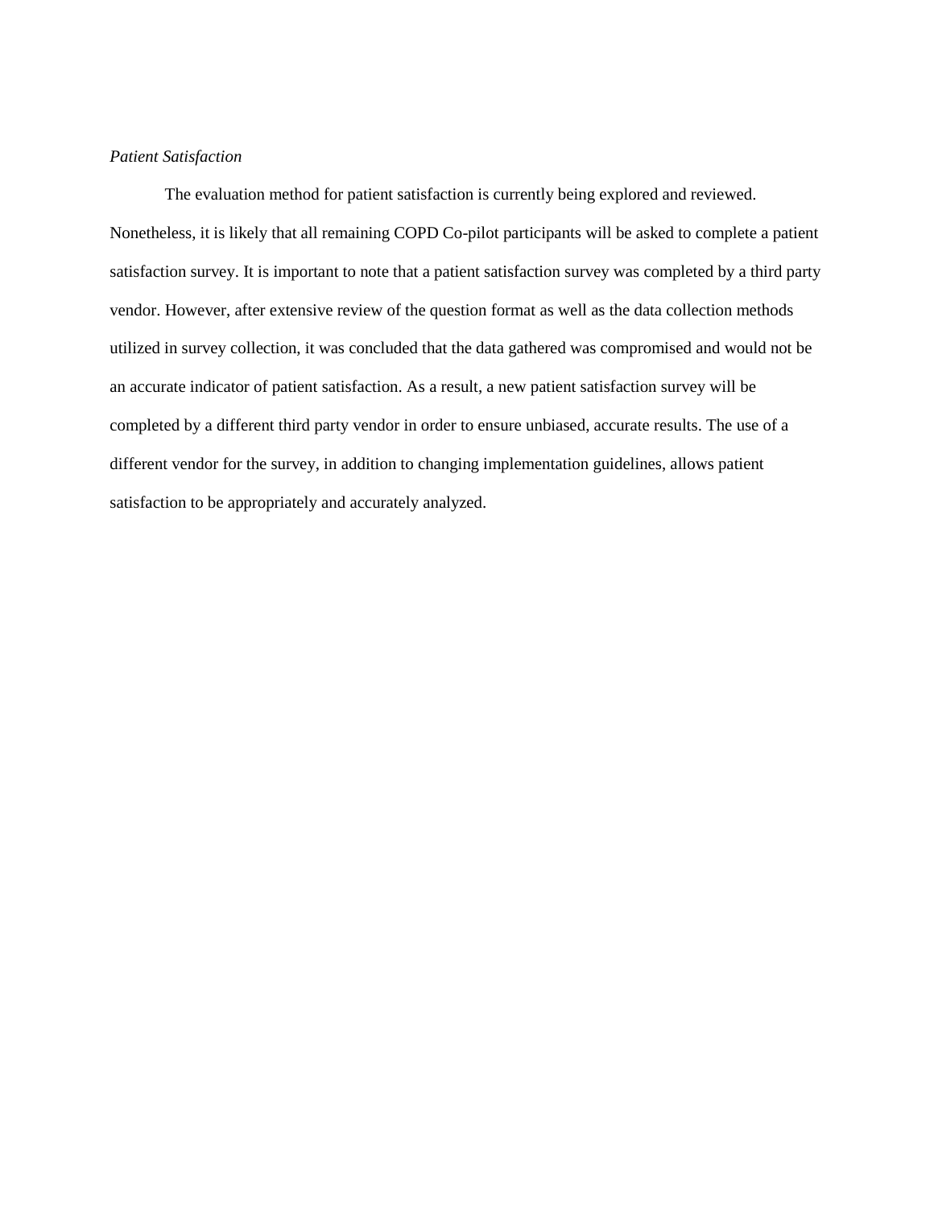*Patient Satisfaction*

The evaluation method for patient satisfaction is currently being explored and reviewed. Nonetheless, it is likely that all remaining COPD Co-pilot participants will be asked to complete a patient satisfaction survey. It is important to note that a patient satisfaction survey was completed by a third party vendor. However, after extensive review of the question format as well as the data collection methods utilized in survey collection, it was concluded that the data gathered was compromised and would not be an accurate indicator of patient satisfaction. As a result, a new patient satisfaction survey will be completed by a different third party vendor in order to ensure unbiased, accurate results. The use of a different vendor for the survey, in addition to changing implementation guidelines, allows patient satisfaction to be appropriately and accurately analyzed.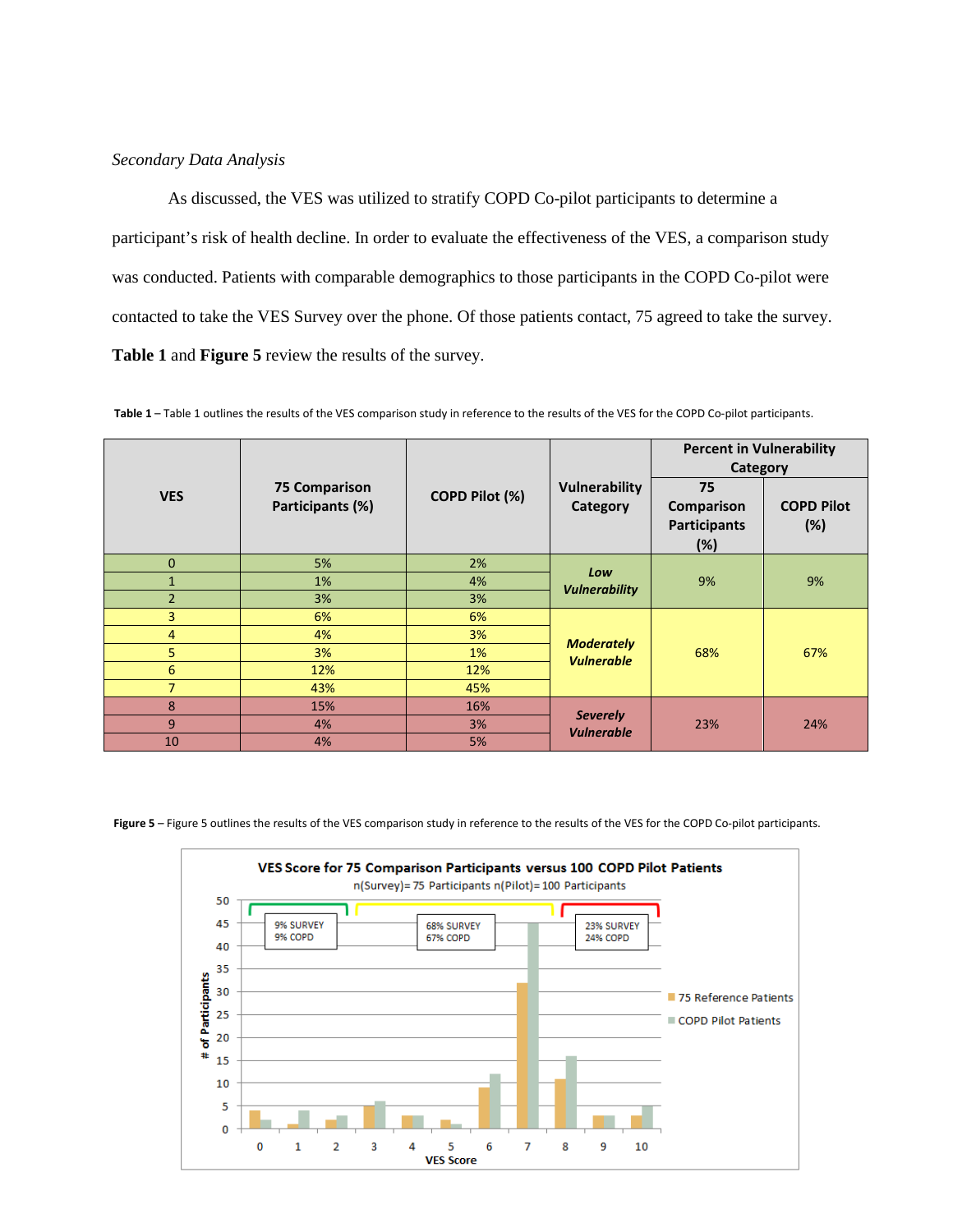*Secondary Data Analysis*

As discussed, the VES was utilized to stratify COPD Co-pilot participants to determine a participant's risk of health decline. In order to evaluate the effectiveness of the VES, a comparison study was conducted. Patients with comparable demographics to those participants in the COPD Co-pilot were contacted to take the VES Survey over the phone. Of those patients contact, 75 agreed to take the survey. **Table 1** and **Figure 5** review the results of the survey.

**Table 1** – Table 1 outlines the results of the VES comparison study in reference to the results of the VES for the COPD Co-pilot participants.

| VES | 75 Comparison Participants (%) | COPD Pilot (%) | Vulnerability Category | Percent in Vulnerability Category | |
|---|---|---|---|---|---|
| | | | | 75 Comparison Participants (%) | COPD Pilot (%) |
| 0 | 5% | 2% | *Low Vulnerability* | 9% | 9% |
| 1 | 1% | 4% | | | |
| 2 | 3% | 3% | | | |
| 3 | 6% | 6% | *Moderately Vulnerable* | 68% | 67% |
| 4 | 4% | 3% | | | |
| 5 | 3% | 1% | | | |
| 6 | 12% | 12% | | | |
| 7 | 43% | 45% | | | |
| 8 | 15% | 16% | *Severely Vulnerable* | 23% | 24% |
| 9 | 4% | 3% | | | |
| 10 | 4% | 5% | | | |

**Figure 5** – Figure 5 outlines the results of the VES comparison study in reference to the results of the VES for the COPD Co-pilot participants.

VES Score for 75 Comparison Participants versus 100 COPD Pilot Patients

n(Survey)= 75 Participants n(Pilot)= 100 Participants

9% SURVEY
9% COPD

68% SURVEY
67% COPD

23% SURVEY
24% COPD

# of Participants

0 5 10 15 20 25 30 35 40 45 50

VES Score

0 1 2 3 4 5 6 7 8 9 10

75 Reference Patients

COPD Pilot Patients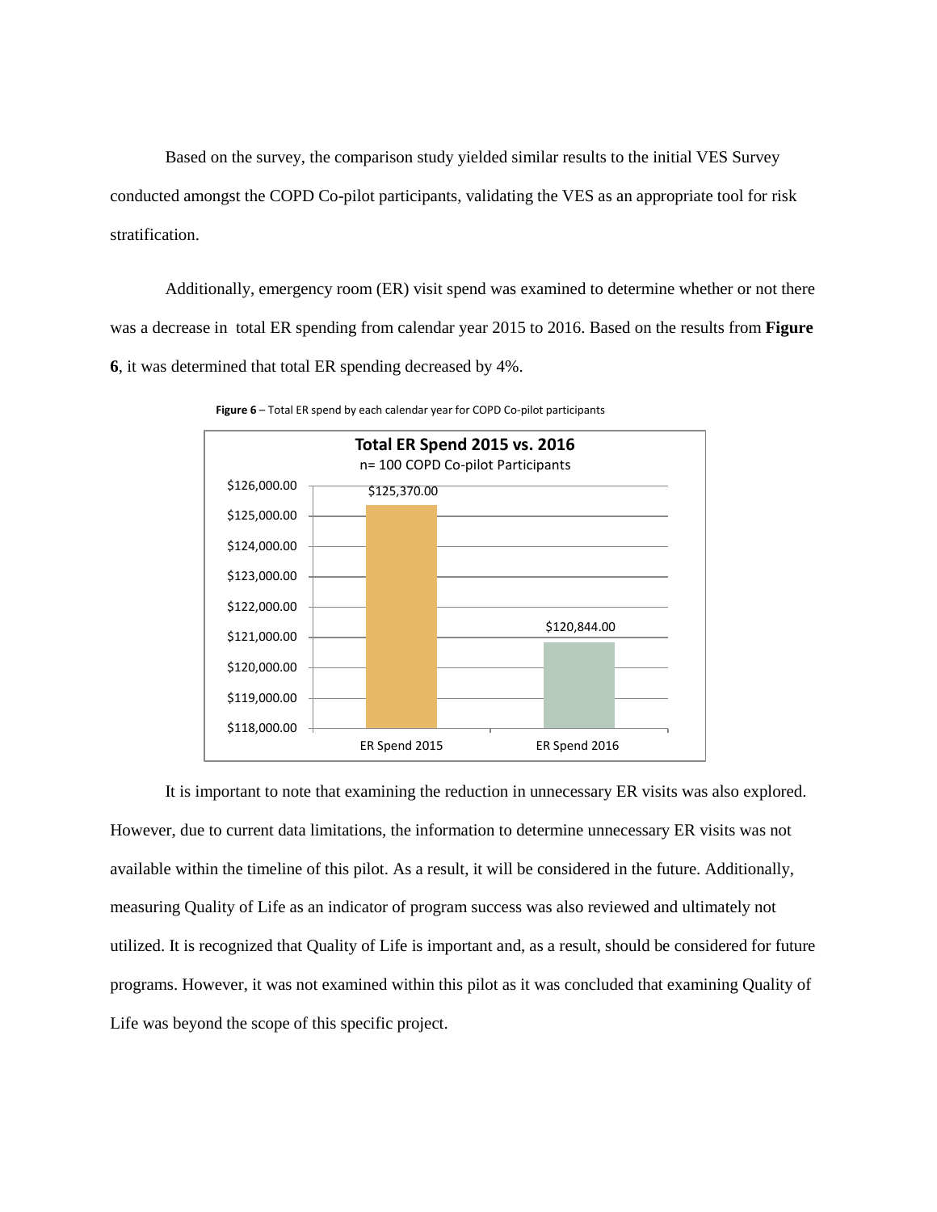Based on the survey, the comparison study yielded similar results to the initial VES Survey conducted amongst the COPD Co-pilot participants, validating the VES as an appropriate tool for risk stratification.

Additionally, emergency room (ER) visit spend was examined to determine whether or not there was a decrease in total ER spending from calendar year 2015 to 2016. Based on the results from **Figure 6**, it was determined that total ER spending decreased by 4%.

**Figure 6** – Total ER spend by each calendar year for COPD Co-pilot participants

Total ER Spend 2015 vs. 2016

n= 100 COPD Co-pilot Participants

$126,000.00
$125,000.00
$124,000.00
$123,000.00
$122,000.00
$121,000.00
$120,000.00
$119,000.00
$118,000.00

$125,370.00

$120,844.00

ER Spend 2015

ER Spend 2016

It is important to note that examining the reduction in unnecessary ER visits was also explored. However, due to current data limitations, the information to determine unnecessary ER visits was not available within the timeline of this pilot. As a result, it will be considered in the future. Additionally, measuring Quality of Life as an indicator of program success was also reviewed and ultimately not utilized. It is recognized that Quality of Life is important and, as a result, should be considered for future programs. However, it was not examined within this pilot as it was concluded that examining Quality of Life was beyond the scope of this specific project.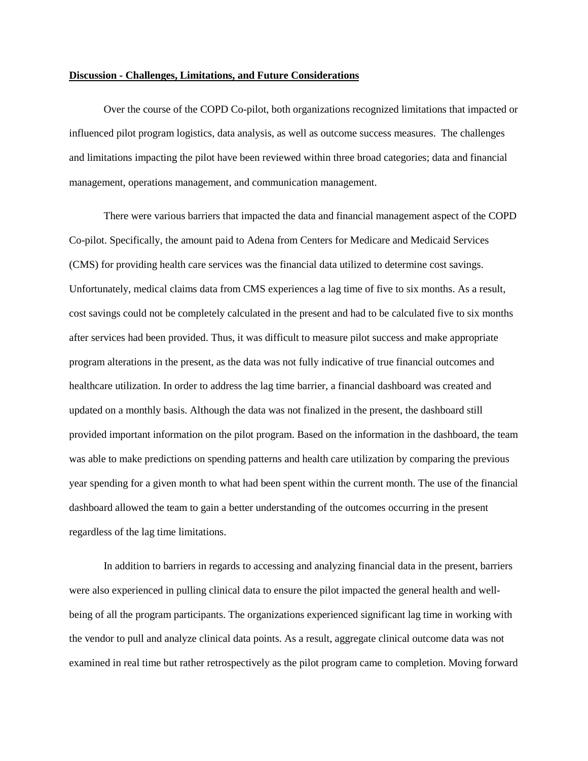## Discussion - Challenges, Limitations, and Future Considerations

Over the course of the COPD Co-pilot, both organizations recognized limitations that impacted or influenced pilot program logistics, data analysis, as well as outcome success measures. The challenges and limitations impacting the pilot have been reviewed within three broad categories; data and financial management, operations management, and communication management.

There were various barriers that impacted the data and financial management aspect of the COPD Co-pilot. Specifically, the amount paid to Adena from Centers for Medicare and Medicaid Services (CMS) for providing health care services was the financial data utilized to determine cost savings. Unfortunately, medical claims data from CMS experiences a lag time of five to six months. As a result, cost savings could not be completely calculated in the present and had to be calculated five to six months after services had been provided. Thus, it was difficult to measure pilot success and make appropriate program alterations in the present, as the data was not fully indicative of true financial outcomes and healthcare utilization. In order to address the lag time barrier, a financial dashboard was created and updated on a monthly basis. Although the data was not finalized in the present, the dashboard still provided important information on the pilot program. Based on the information in the dashboard, the team was able to make predictions on spending patterns and health care utilization by comparing the previous year spending for a given month to what had been spent within the current month. The use of the financial dashboard allowed the team to gain a better understanding of the outcomes occurring in the present regardless of the lag time limitations.

In addition to barriers in regards to accessing and analyzing financial data in the present, barriers were also experienced in pulling clinical data to ensure the pilot impacted the general health and well-being of all the program participants. The organizations experienced significant lag time in working with the vendor to pull and analyze clinical data points. As a result, aggregate clinical outcome data was not examined in real time but rather retrospectively as the pilot program came to completion. Moving forward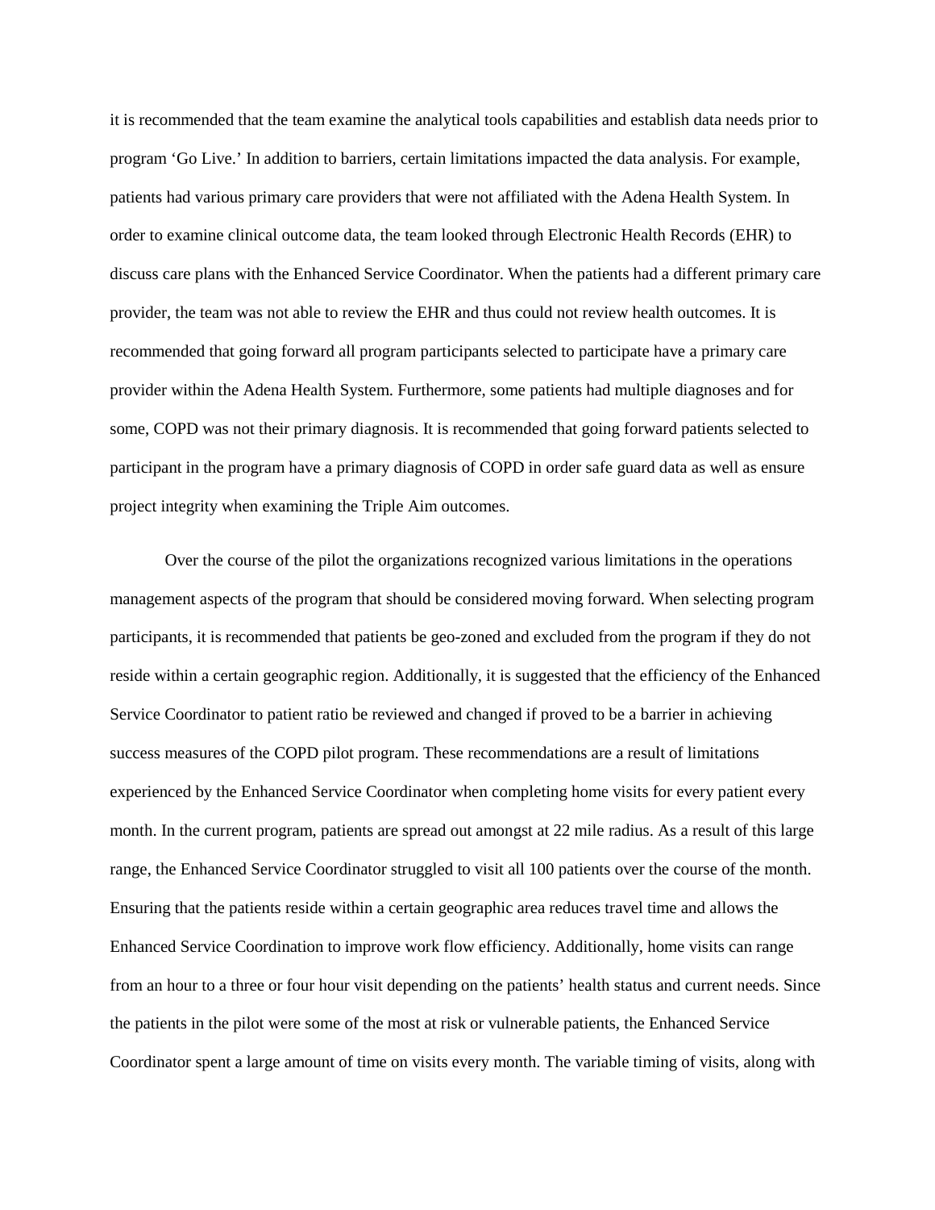it is recommended that the team examine the analytical tools capabilities and establish data needs prior to program 'Go Live.' In addition to barriers, certain limitations impacted the data analysis. For example, patients had various primary care providers that were not affiliated with the Adena Health System. In order to examine clinical outcome data, the team looked through Electronic Health Records (EHR) to discuss care plans with the Enhanced Service Coordinator. When the patients had a different primary care provider, the team was not able to review the EHR and thus could not review health outcomes. It is recommended that going forward all program participants selected to participate have a primary care provider within the Adena Health System. Furthermore, some patients had multiple diagnoses and for some, COPD was not their primary diagnosis. It is recommended that going forward patients selected to participant in the program have a primary diagnosis of COPD in order safe guard data as well as ensure project integrity when examining the Triple Aim outcomes.

Over the course of the pilot the organizations recognized various limitations in the operations management aspects of the program that should be considered moving forward. When selecting program participants, it is recommended that patients be geo-zoned and excluded from the program if they do not reside within a certain geographic region. Additionally, it is suggested that the efficiency of the Enhanced Service Coordinator to patient ratio be reviewed and changed if proved to be a barrier in achieving success measures of the COPD pilot program. These recommendations are a result of limitations experienced by the Enhanced Service Coordinator when completing home visits for every patient every month. In the current program, patients are spread out amongst at 22 mile radius. As a result of this large range, the Enhanced Service Coordinator struggled to visit all 100 patients over the course of the month. Ensuring that the patients reside within a certain geographic area reduces travel time and allows the Enhanced Service Coordination to improve work flow efficiency. Additionally, home visits can range from an hour to a three or four hour visit depending on the patients' health status and current needs. Since the patients in the pilot were some of the most at risk or vulnerable patients, the Enhanced Service Coordinator spent a large amount of time on visits every month. The variable timing of visits, along with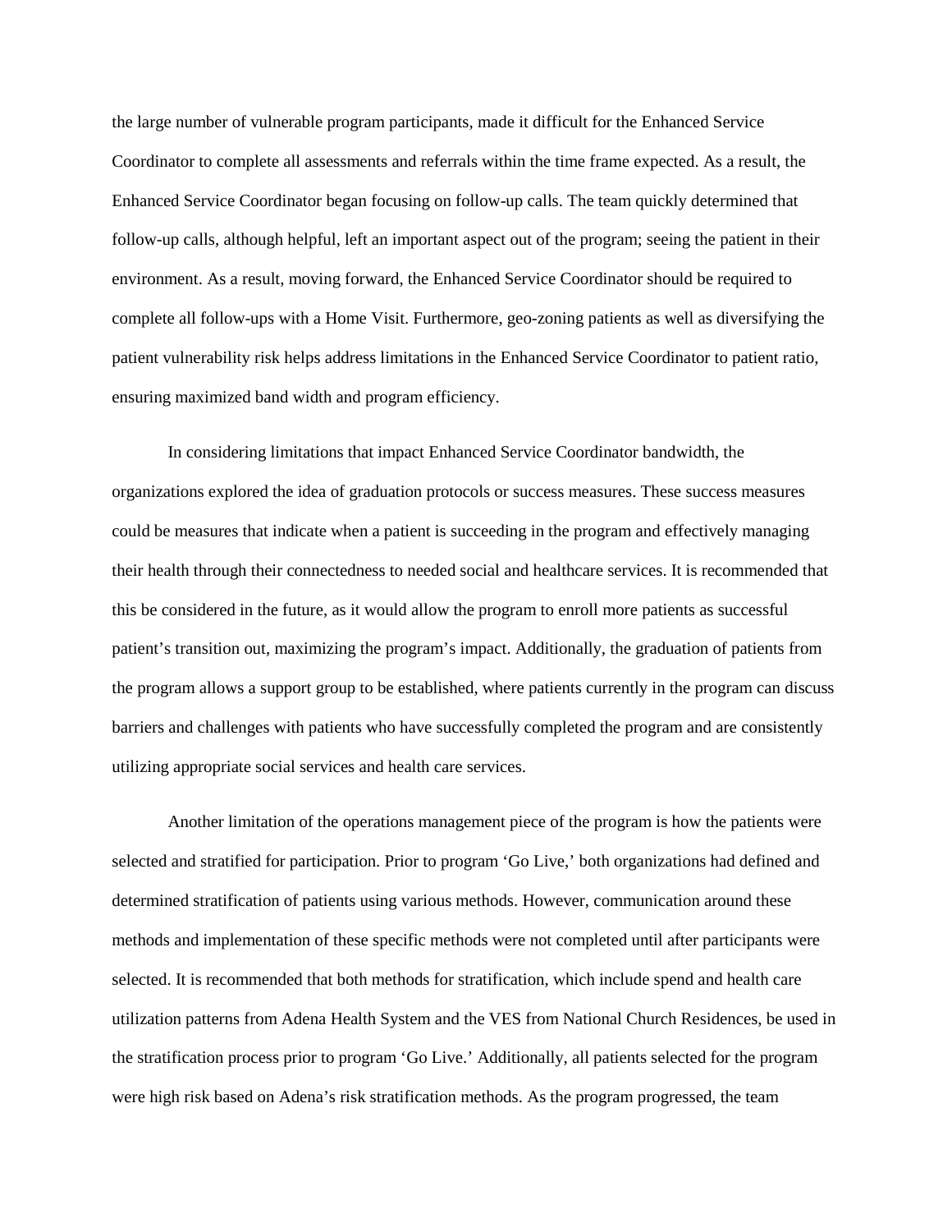the large number of vulnerable program participants, made it difficult for the Enhanced Service Coordinator to complete all assessments and referrals within the time frame expected. As a result, the Enhanced Service Coordinator began focusing on follow-up calls. The team quickly determined that follow-up calls, although helpful, left an important aspect out of the program; seeing the patient in their environment. As a result, moving forward, the Enhanced Service Coordinator should be required to complete all follow-ups with a Home Visit. Furthermore, geo-zoning patients as well as diversifying the patient vulnerability risk helps address limitations in the Enhanced Service Coordinator to patient ratio, ensuring maximized band width and program efficiency.

In considering limitations that impact Enhanced Service Coordinator bandwidth, the organizations explored the idea of graduation protocols or success measures. These success measures could be measures that indicate when a patient is succeeding in the program and effectively managing their health through their connectedness to needed social and healthcare services. It is recommended that this be considered in the future, as it would allow the program to enroll more patients as successful patient's transition out, maximizing the program's impact. Additionally, the graduation of patients from the program allows a support group to be established, where patients currently in the program can discuss barriers and challenges with patients who have successfully completed the program and are consistently utilizing appropriate social services and health care services.

Another limitation of the operations management piece of the program is how the patients were selected and stratified for participation. Prior to program 'Go Live,' both organizations had defined and determined stratification of patients using various methods. However, communication around these methods and implementation of these specific methods were not completed until after participants were selected. It is recommended that both methods for stratification, which include spend and health care utilization patterns from Adena Health System and the VES from National Church Residences, be used in the stratification process prior to program 'Go Live.' Additionally, all patients selected for the program were high risk based on Adena's risk stratification methods. As the program progressed, the team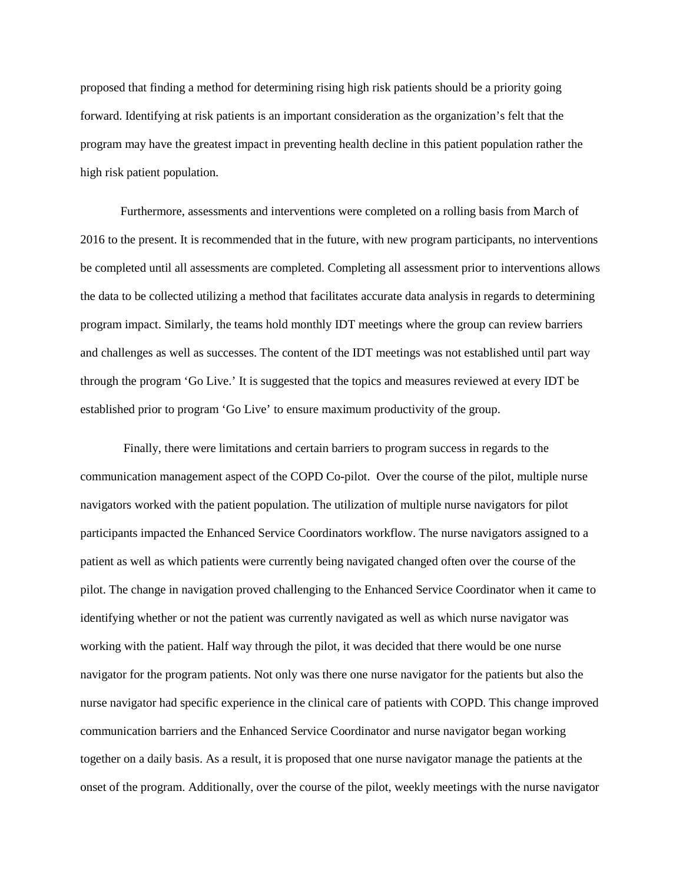proposed that finding a method for determining rising high risk patients should be a priority going forward. Identifying at risk patients is an important consideration as the organization's felt that the program may have the greatest impact in preventing health decline in this patient population rather the high risk patient population.

Furthermore, assessments and interventions were completed on a rolling basis from March of 2016 to the present. It is recommended that in the future, with new program participants, no interventions be completed until all assessments are completed. Completing all assessment prior to interventions allows the data to be collected utilizing a method that facilitates accurate data analysis in regards to determining program impact. Similarly, the teams hold monthly IDT meetings where the group can review barriers and challenges as well as successes. The content of the IDT meetings was not established until part way through the program 'Go Live.' It is suggested that the topics and measures reviewed at every IDT be established prior to program 'Go Live' to ensure maximum productivity of the group.

Finally, there were limitations and certain barriers to program success in regards to the communication management aspect of the COPD Co-pilot. Over the course of the pilot, multiple nurse navigators worked with the patient population. The utilization of multiple nurse navigators for pilot participants impacted the Enhanced Service Coordinators workflow. The nurse navigators assigned to a patient as well as which patients were currently being navigated changed often over the course of the pilot. The change in navigation proved challenging to the Enhanced Service Coordinator when it came to identifying whether or not the patient was currently navigated as well as which nurse navigator was working with the patient. Half way through the pilot, it was decided that there would be one nurse navigator for the program patients. Not only was there one nurse navigator for the patients but also the nurse navigator had specific experience in the clinical care of patients with COPD. This change improved communication barriers and the Enhanced Service Coordinator and nurse navigator began working together on a daily basis. As a result, it is proposed that one nurse navigator manage the patients at the onset of the program. Additionally, over the course of the pilot, weekly meetings with the nurse navigator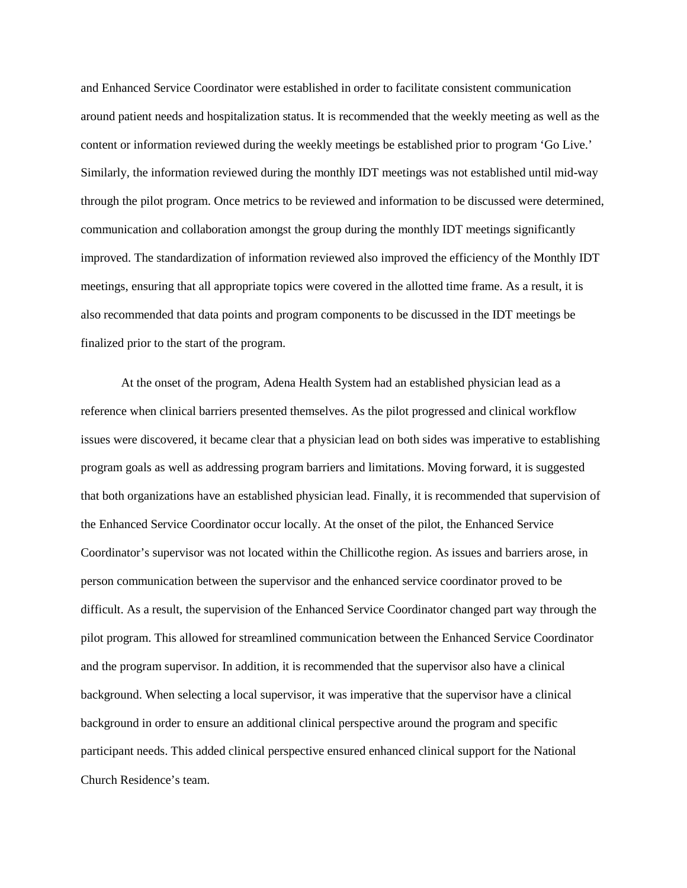and Enhanced Service Coordinator were established in order to facilitate consistent communication around patient needs and hospitalization status. It is recommended that the weekly meeting as well as the content or information reviewed during the weekly meetings be established prior to program 'Go Live.' Similarly, the information reviewed during the monthly IDT meetings was not established until mid-way through the pilot program. Once metrics to be reviewed and information to be discussed were determined, communication and collaboration amongst the group during the monthly IDT meetings significantly improved. The standardization of information reviewed also improved the efficiency of the Monthly IDT meetings, ensuring that all appropriate topics were covered in the allotted time frame. As a result, it is also recommended that data points and program components to be discussed in the IDT meetings be finalized prior to the start of the program.

At the onset of the program, Adena Health System had an established physician lead as a reference when clinical barriers presented themselves. As the pilot progressed and clinical workflow issues were discovered, it became clear that a physician lead on both sides was imperative to establishing program goals as well as addressing program barriers and limitations. Moving forward, it is suggested that both organizations have an established physician lead. Finally, it is recommended that supervision of the Enhanced Service Coordinator occur locally. At the onset of the pilot, the Enhanced Service Coordinator's supervisor was not located within the Chillicothe region. As issues and barriers arose, in person communication between the supervisor and the enhanced service coordinator proved to be difficult. As a result, the supervision of the Enhanced Service Coordinator changed part way through the pilot program. This allowed for streamlined communication between the Enhanced Service Coordinator and the program supervisor. In addition, it is recommended that the supervisor also have a clinical background. When selecting a local supervisor, it was imperative that the supervisor have a clinical background in order to ensure an additional clinical perspective around the program and specific participant needs. This added clinical perspective ensured enhanced clinical support for the National Church Residence's team.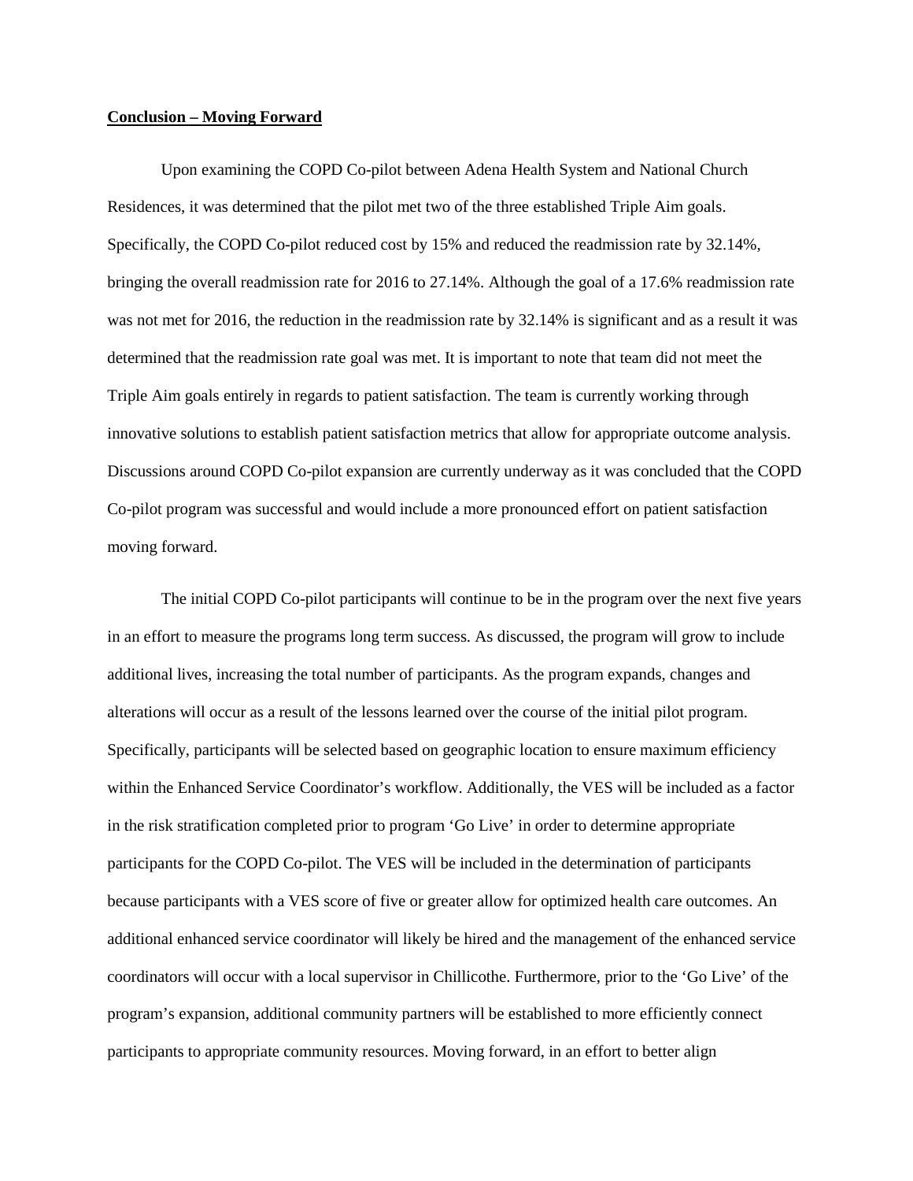**Conclusion – Moving Forward**

Upon examining the COPD Co-pilot between Adena Health System and National Church Residences, it was determined that the pilot met two of the three established Triple Aim goals. Specifically, the COPD Co-pilot reduced cost by 15% and reduced the readmission rate by 32.14%, bringing the overall readmission rate for 2016 to 27.14%. Although the goal of a 17.6% readmission rate was not met for 2016, the reduction in the readmission rate by 32.14% is significant and as a result it was determined that the readmission rate goal was met. It is important to note that team did not meet the Triple Aim goals entirely in regards to patient satisfaction. The team is currently working through innovative solutions to establish patient satisfaction metrics that allow for appropriate outcome analysis. Discussions around COPD Co-pilot expansion are currently underway as it was concluded that the COPD Co-pilot program was successful and would include a more pronounced effort on patient satisfaction moving forward.

The initial COPD Co-pilot participants will continue to be in the program over the next five years in an effort to measure the programs long term success. As discussed, the program will grow to include additional lives, increasing the total number of participants. As the program expands, changes and alterations will occur as a result of the lessons learned over the course of the initial pilot program. Specifically, participants will be selected based on geographic location to ensure maximum efficiency within the Enhanced Service Coordinator's workflow. Additionally, the VES will be included as a factor in the risk stratification completed prior to program 'Go Live' in order to determine appropriate participants for the COPD Co-pilot. The VES will be included in the determination of participants because participants with a VES score of five or greater allow for optimized health care outcomes. An additional enhanced service coordinator will likely be hired and the management of the enhanced service coordinators will occur with a local supervisor in Chillicothe. Furthermore, prior to the 'Go Live' of the program's expansion, additional community partners will be established to more efficiently connect participants to appropriate community resources. Moving forward, in an effort to better align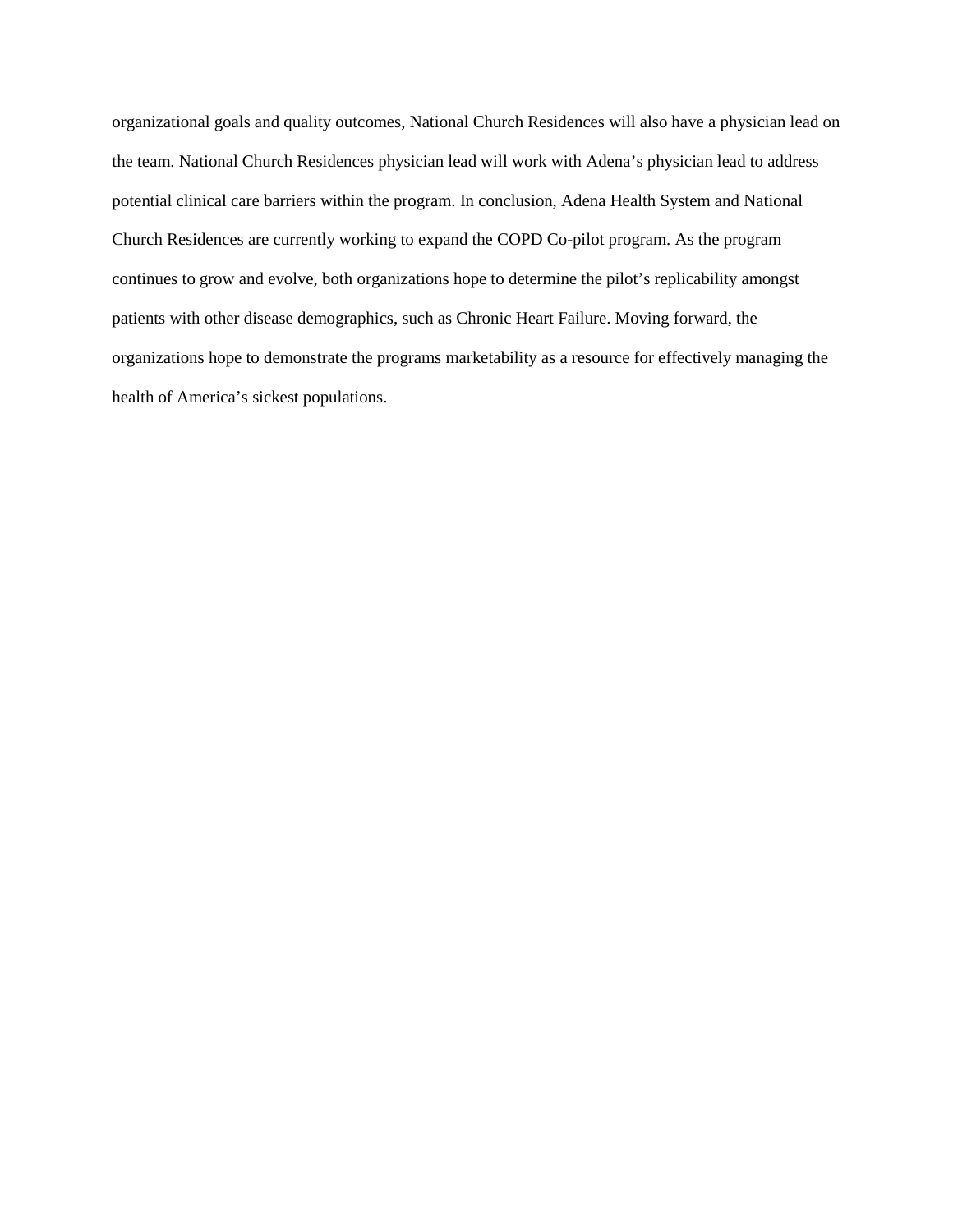organizational goals and quality outcomes, National Church Residences will also have a physician lead on the team. National Church Residences physician lead will work with Adena's physician lead to address potential clinical care barriers within the program. In conclusion, Adena Health System and National Church Residences are currently working to expand the COPD Co-pilot program. As the program continues to grow and evolve, both organizations hope to determine the pilot's replicability amongst patients with other disease demographics, such as Chronic Heart Failure. Moving forward, the organizations hope to demonstrate the programs marketability as a resource for effectively managing the health of America's sickest populations.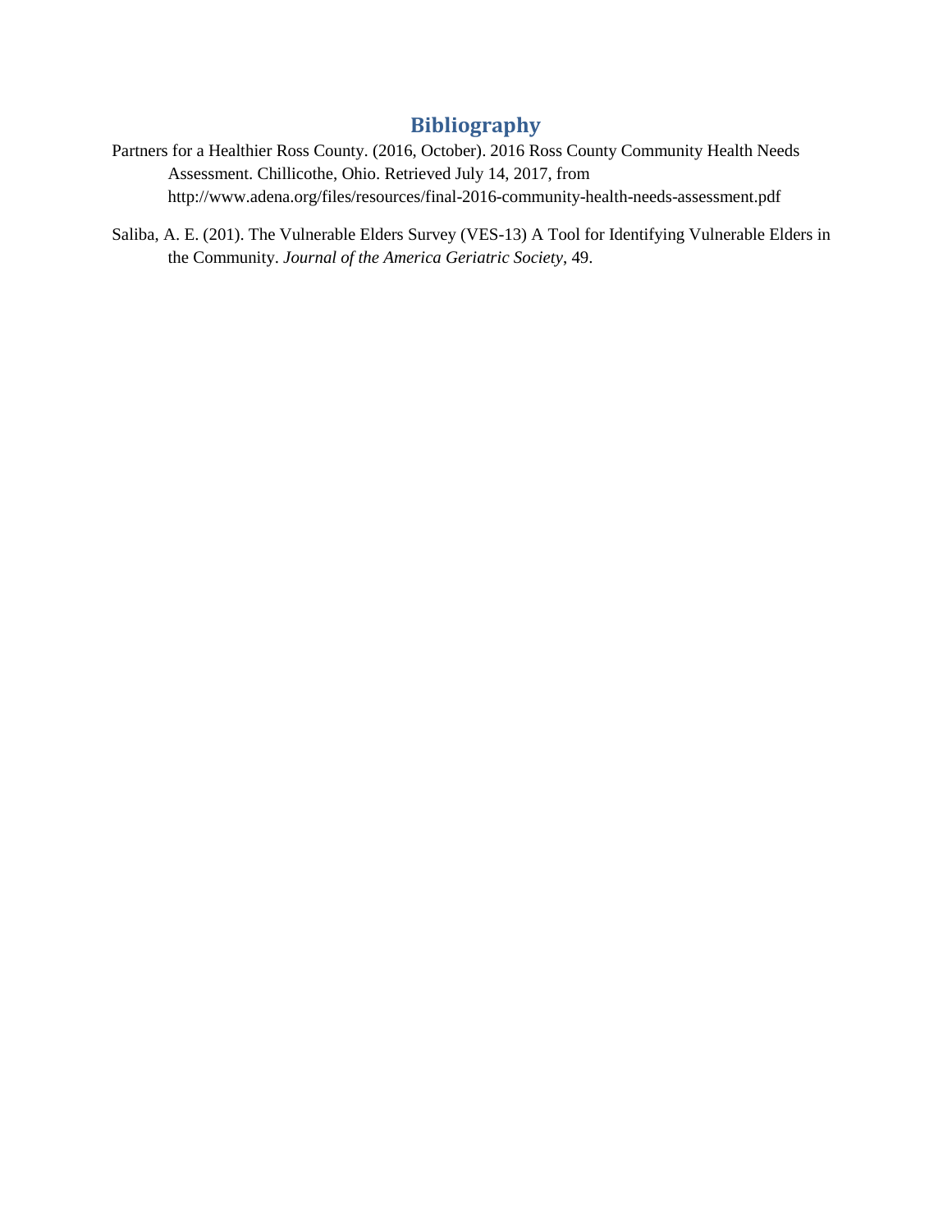# Bibliography

Partners for a Healthier Ross County. (2016, October). 2016 Ross County Community Health Needs Assessment. Chillicothe, Ohio. Retrieved July 14, 2017, from http://www.adena.org/files/resources/final-2016-community-health-needs-assessment.pdf

Saliba, A. E. (201). The Vulnerable Elders Survey (VES-13) A Tool for Identifying Vulnerable Elders in the Community. *Journal of the America Geriatric Society*, 49.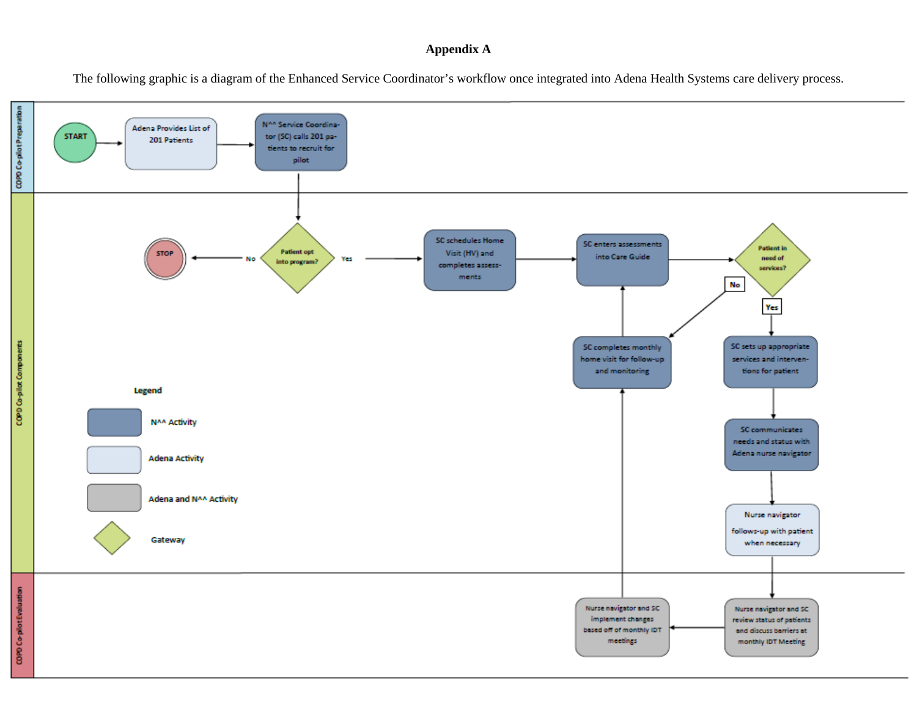# Appendix A

The following graphic is a diagram of the Enhanced Service Coordinator's workflow once integrated into Adena Health Systems care delivery process.

COPD Co-pilot Preparation

START

Adena Provides List of 201 Patients

N^^ Service Coordinator (SC) calls 201 patients to recruit for pilot

COPD Co-pilot Components

STOP

No

Patient opt into program?

Yes

SC schedules Home Visit (HV) and completes assessments

SC enters assessments into Care Guide

Patient in need of services?

No

Yes

SC completes monthly home visit for follow-up and monitoring

SC sets up appropriate services and interventions for patient

SC communicates needs and status with Adena nurse navigator

Nurse navigator follows-up with patient when necessary

Legend

N^^ Activity

Adena Activity

Adena and N^^ Activity

Gateway

COPD Co-pilot Evaluation

Nurse navigator and SC implement changes based off of monthly IDT meetings

Nurse navigator and SC review status of patients and discuss barriers at monthly IDT Meeting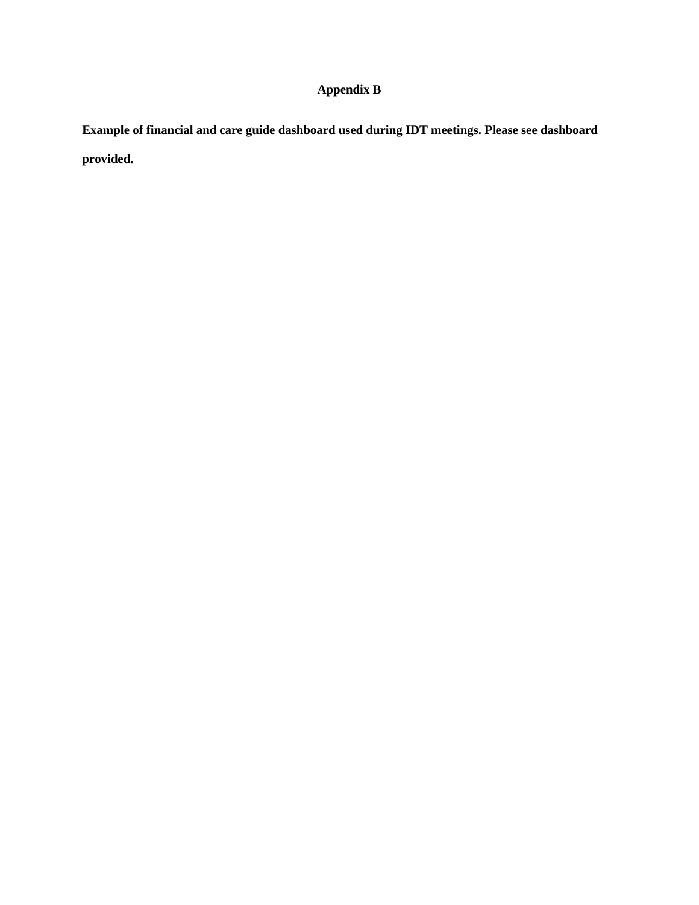# Appendix B

**Example of financial and care guide dashboard used during IDT meetings. Please see dashboard provided.**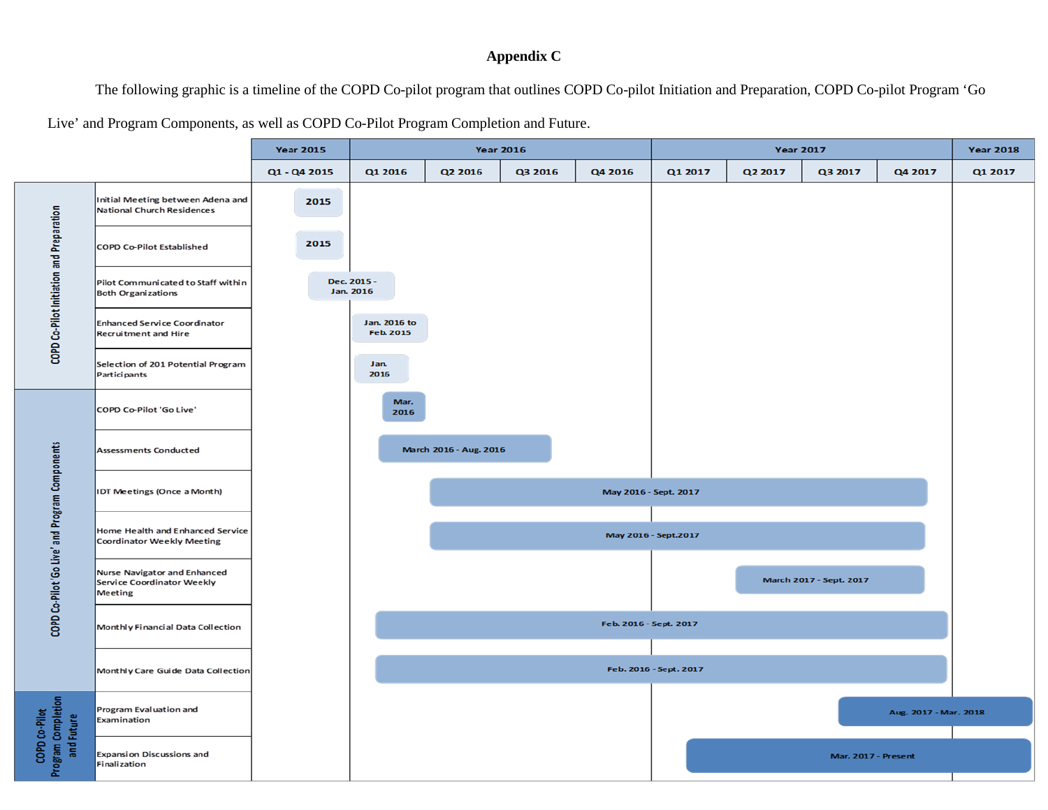## Appendix C

The following graphic is a timeline of the COPD Co-pilot program that outlines COPD Co-pilot Initiation and Preparation, COPD Co-pilot Program 'Go Live' and Program Components, as well as COPD Co-Pilot Program Completion and Future.

Year 2015
Year 2016
Year 2017
Year 2018

Q1 - Q4 2015
Q1 2016
Q2 2016
Q3 2016
Q4 2016
Q1 2017
Q2 2017
Q3 2017
Q4 2017
Q1 2017

COPD Co-Pilot Initiation and Preparation

Initial Meeting between Adena and National Church Residences
2015

COPD Co-Pilot Established
2015

Pilot Communicated to Staff within Both Organizations
Dec. 2015 - Jan. 2016

Enhanced Service Coordinator Recruitment and Hire
Jan. 2016 to Feb. 2015

Selection of 201 Potential Program Participants
Jan. 2016

COPD Co-Pilot 'Go Live' and Program Components

COPD Co-Pilot 'Go Live'
Mar. 2016

Assessments Conducted
March 2016 - Aug. 2016

IDT Meetings (Once a Month)
May 2016 - Sept. 2017

Home Health and Enhanced Service Coordinator Weekly Meeting
May 2016 - Sept.2017

Nurse Navigator and Enhanced Service Coordinator Weekly Meeting
March 2017 - Sept. 2017

Monthly Financial Data Collection
Feb. 2016 - Sept. 2017

Monthly Care Guide Data Collection
Feb. 2016 - Sept. 2017

COPD Co-Pilot Program Completion and Future

Program Evaluation and Examination
Aug. 2017 - Mar. 2018

Expansion Discussions and Finalization
Mar. 2017 - Present